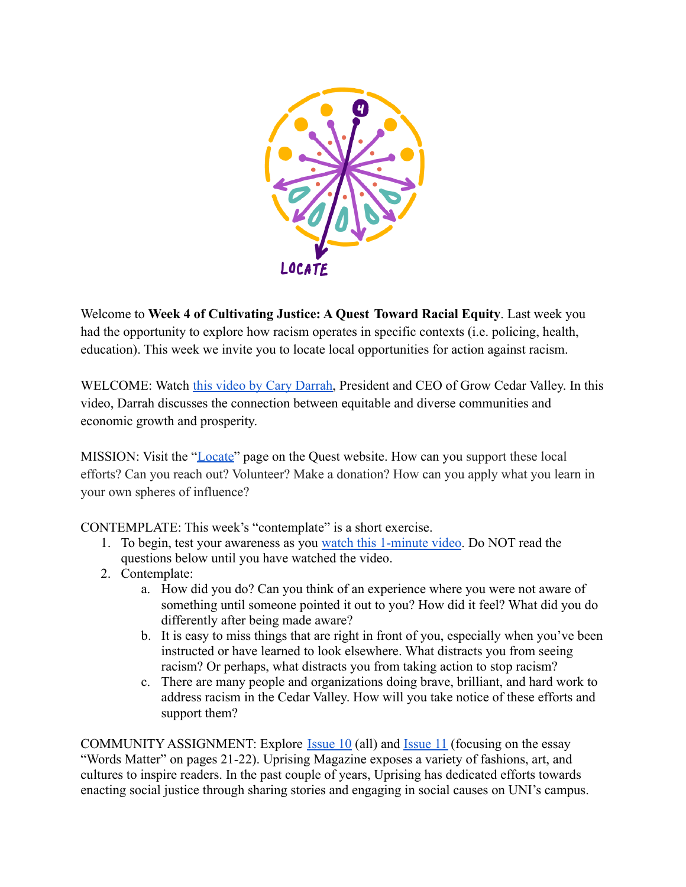4

LOCATE

Welcome to **Week 4 of Cultivating Justice: A Quest Toward Racial Equity**. Last week you had the opportunity to explore how racism operates in specific contexts (i.e. policing, health, education). This week we invite you to locate local opportunities for action against racism.

WELCOME: Watch this video by Cary Darrah, President and CEO of Grow Cedar Valley. In this video, Darrah discusses the connection between equitable and diverse communities and economic growth and prosperity.

MISSION: Visit the "Locate" page on the Quest website. How can you support these local efforts? Can you reach out? Volunteer? Make a donation? How can you apply what you learn in your own spheres of influence?

CONTEMPLATE: This week's "contemplate" is a short exercise.

1. To begin, test your awareness as you watch this 1-minute video. Do NOT read the questions below until you have watched the video.
2. Contemplate:
   a. How did you do? Can you think of an experience where you were not aware of something until someone pointed it out to you? How did it feel? What did you do differently after being made aware?
   b. It is easy to miss things that are right in front of you, especially when you've been instructed or have learned to look elsewhere. What distracts you from seeing racism? Or perhaps, what distracts you from taking action to stop racism?
   c. There are many people and organizations doing brave, brilliant, and hard work to address racism in the Cedar Valley. How will you take notice of these efforts and support them?

COMMUNITY ASSIGNMENT: Explore Issue 10 (all) and Issue 11 (focusing on the essay "Words Matter" on pages 21-22). Uprising Magazine exposes a variety of fashions, art, and cultures to inspire readers. In the past couple of years, Uprising has dedicated efforts towards enacting social justice through sharing stories and engaging in social causes on UNI's campus.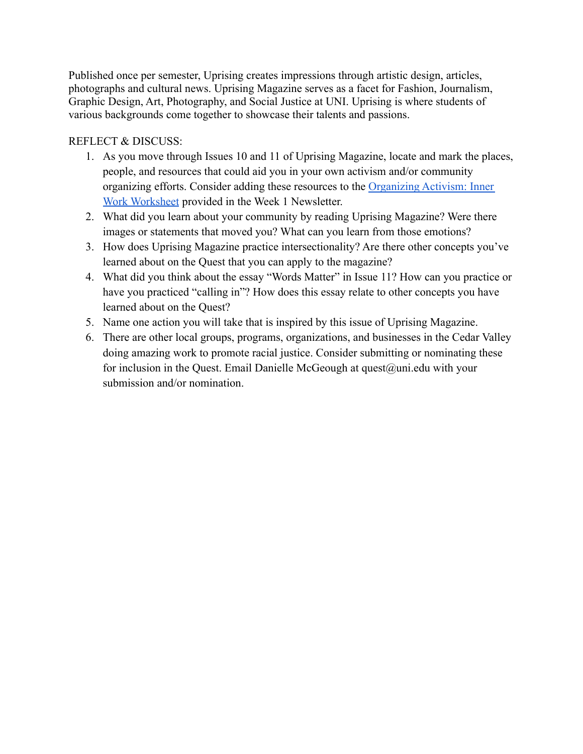Published once per semester, Uprising creates impressions through artistic design, articles, photographs and cultural news. Uprising Magazine serves as a facet for Fashion, Journalism, Graphic Design, Art, Photography, and Social Justice at UNI. Uprising is where students of various backgrounds come together to showcase their talents and passions.

REFLECT & DISCUSS:

1. As you move through Issues 10 and 11 of Uprising Magazine, locate and mark the places, people, and resources that could aid you in your own activism and/or community organizing efforts. Consider adding these resources to the Organizing Activism: Inner Work Worksheet provided in the Week 1 Newsletter.
2. What did you learn about your community by reading Uprising Magazine? Were there images or statements that moved you? What can you learn from those emotions?
3. How does Uprising Magazine practice intersectionality? Are there other concepts you've learned about on the Quest that you can apply to the magazine?
4. What did you think about the essay "Words Matter" in Issue 11? How can you practice or have you practiced "calling in"? How does this essay relate to other concepts you have learned about on the Quest?
5. Name one action you will take that is inspired by this issue of Uprising Magazine.
6. There are other local groups, programs, organizations, and businesses in the Cedar Valley doing amazing work to promote racial justice. Consider submitting or nominating these for inclusion in the Quest. Email Danielle McGeough at quest@uni.edu with your submission and/or nomination.